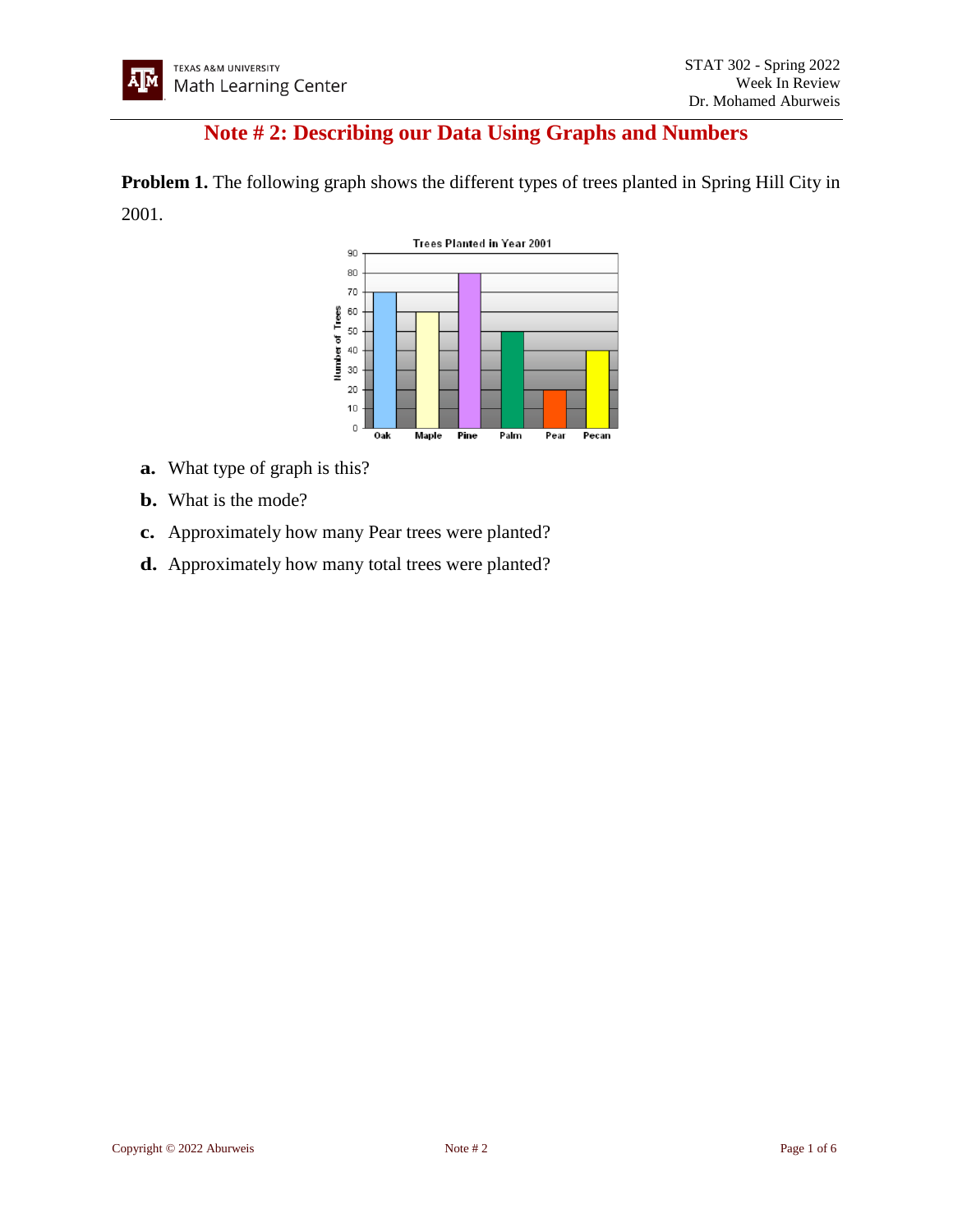# Note # 2: Describing our Data Using Graphs and Numbers

**Problem 1.** The following graph shows the different types of trees planted in Spring Hill City in 2001.

Trees Planted in Year 2001

Number of Trees

90
80
70
60
50
40
30
20
10
0

Oak
Maple
Pine
Palm
Pear
Pecan

**a.** What type of graph is this?

**b.** What is the mode?

**c.** Approximately how many Pear trees were planted?

**d.** Approximately how many total trees were planted?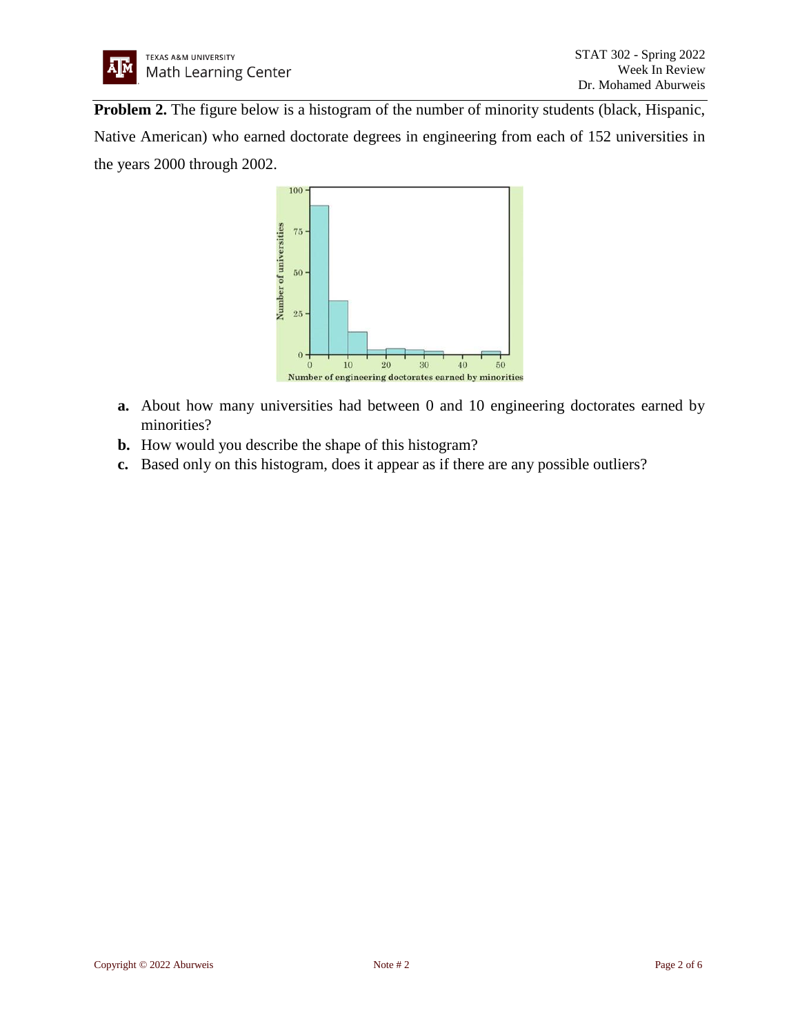**Problem 2.** The figure below is a histogram of the number of minority students (black, Hispanic, Native American) who earned doctorate degrees in engineering from each of 152 universities in the years 2000 through 2002.

100
75
50
25
0
Number of universities
0
10
20
30
40
50
Number of engineering doctorates earned by minorities

- **a.** About how many universities had between 0 and 10 engineering doctorates earned by minorities?
- **b.** How would you describe the shape of this histogram?
- **c.** Based only on this histogram, does it appear as if there are any possible outliers?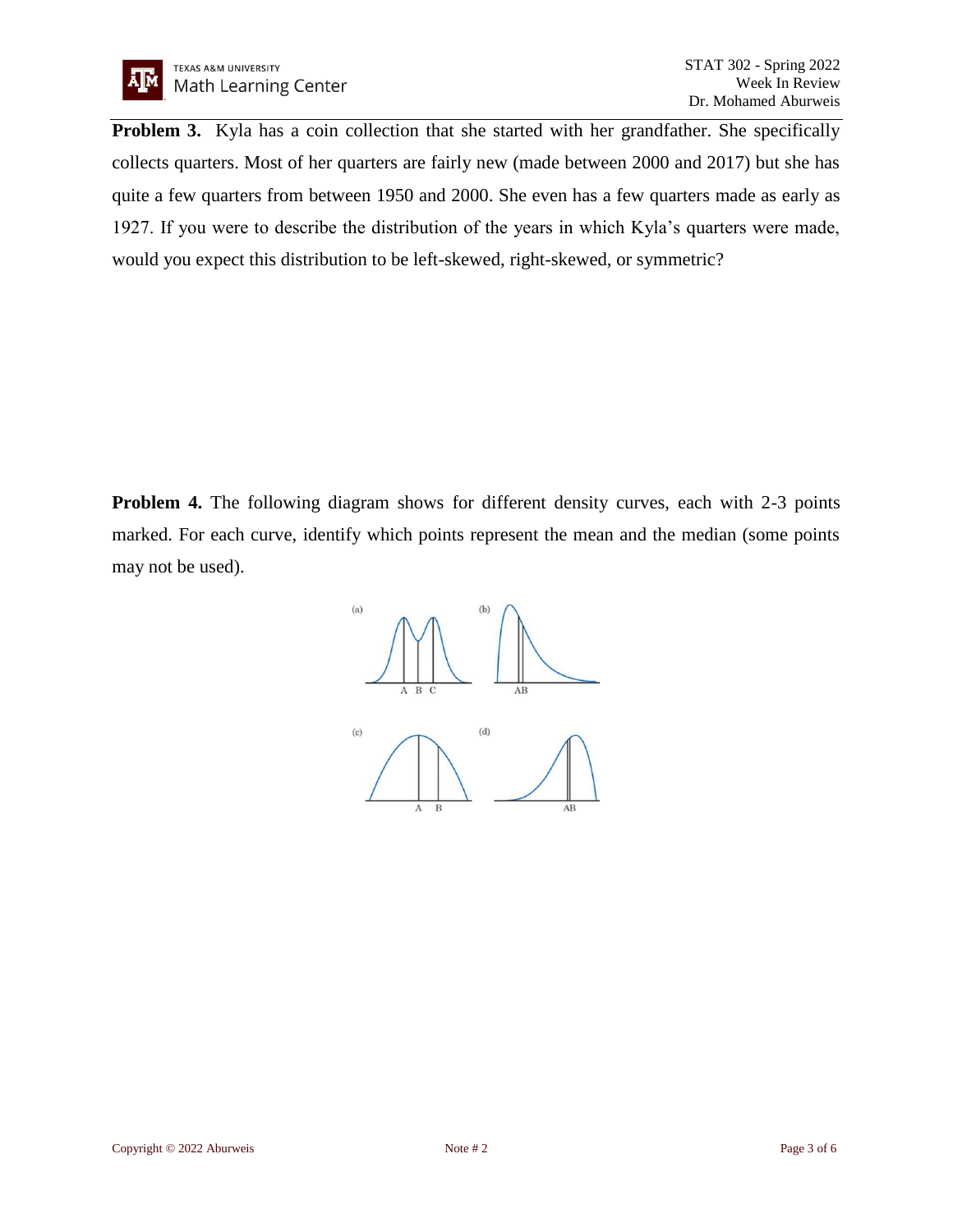**Problem 3.** Kyla has a coin collection that she started with her grandfather. She specifically collects quarters. Most of her quarters are fairly new (made between 2000 and 2017) but she has quite a few quarters from between 1950 and 2000. She even has a few quarters made as early as 1927. If you were to describe the distribution of the years in which Kyla's quarters were made, would you expect this distribution to be left-skewed, right-skewed, or symmetric?

**Problem 4.** The following diagram shows for different density curves, each with 2-3 points marked. For each curve, identify which points represent the mean and the median (some points may not be used).

(a)

A B C

(b)

AB

(c)

A B

(d)

AB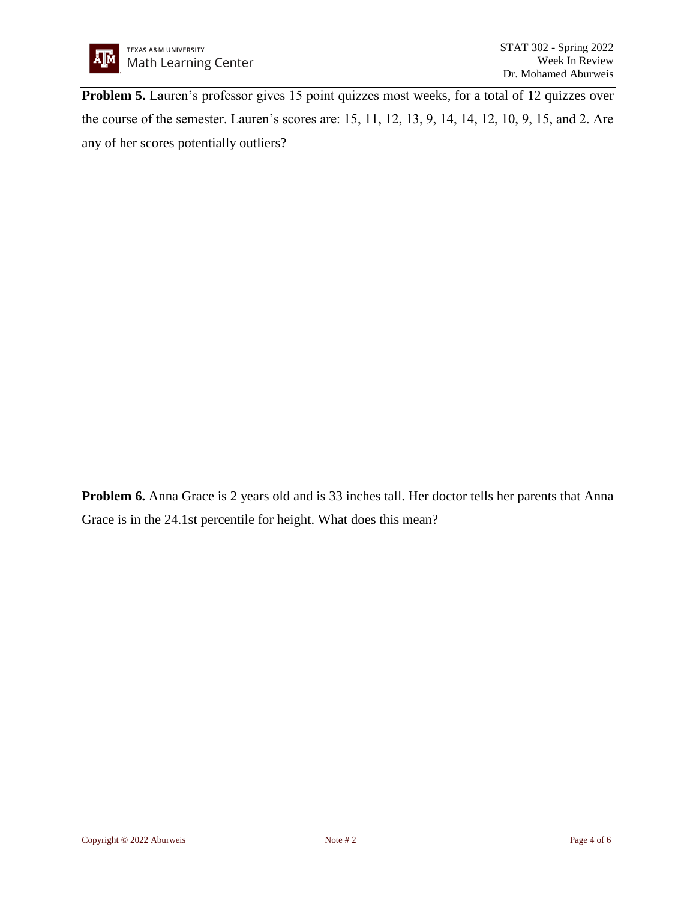**Problem 5.** Lauren's professor gives 15 point quizzes most weeks, for a total of 12 quizzes over the course of the semester. Lauren's scores are: 15, 11, 12, 13, 9, 14, 14, 12, 10, 9, 15, and 2. Are any of her scores potentially outliers?

**Problem 6.** Anna Grace is 2 years old and is 33 inches tall. Her doctor tells her parents that Anna Grace is in the 24.1st percentile for height. What does this mean?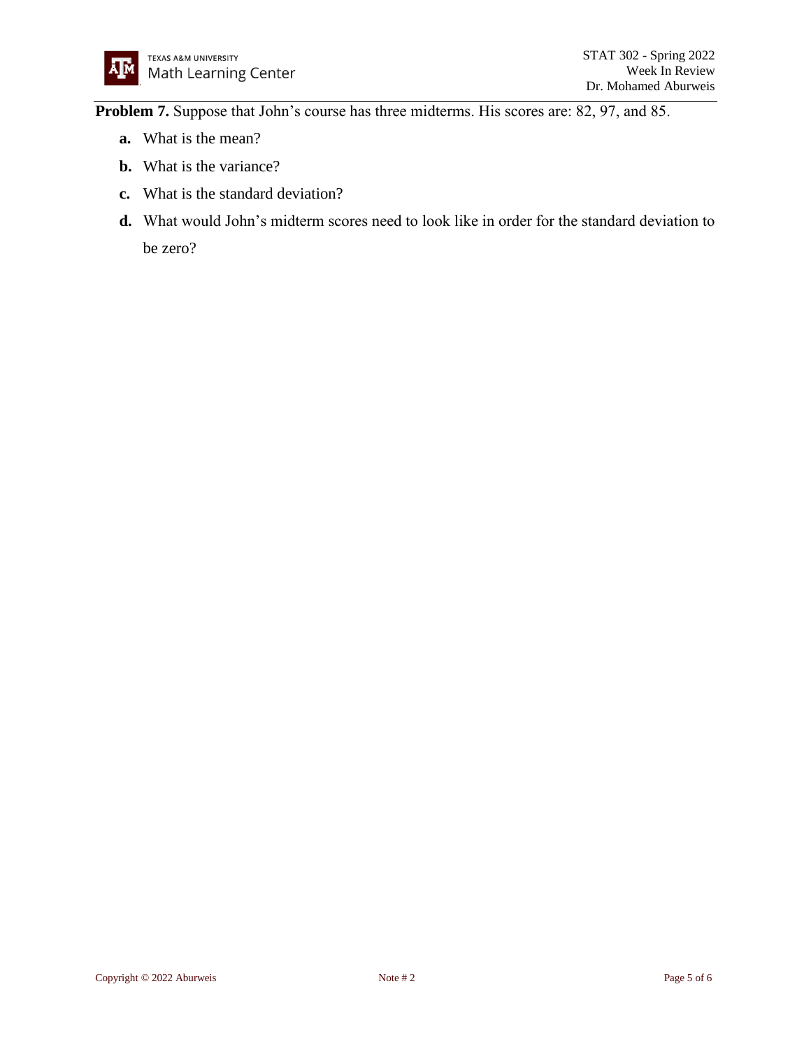**Problem 7.** Suppose that John's course has three midterms. His scores are: 82, 97, and 85.

- **a.** What is the mean?
- **b.** What is the variance?
- **c.** What is the standard deviation?
- **d.** What would John's midterm scores need to look like in order for the standard deviation to be zero?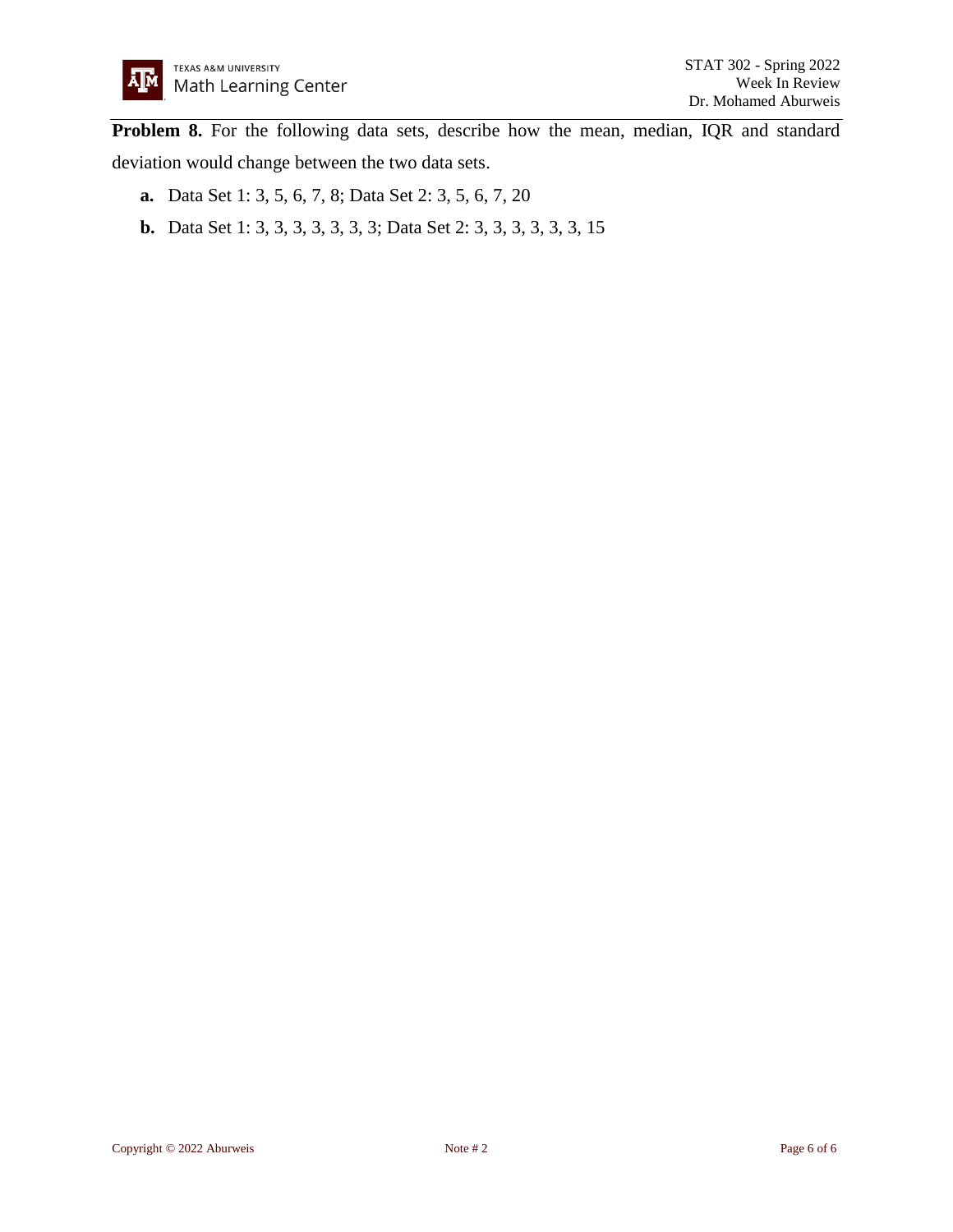**Problem 8.** For the following data sets, describe how the mean, median, IQR and standard deviation would change between the two data sets.

- **a.** Data Set 1: 3, 5, 6, 7, 8; Data Set 2: 3, 5, 6, 7, 20
- **b.** Data Set 1: 3, 3, 3, 3, 3, 3, 3; Data Set 2: 3, 3, 3, 3, 3, 3, 15